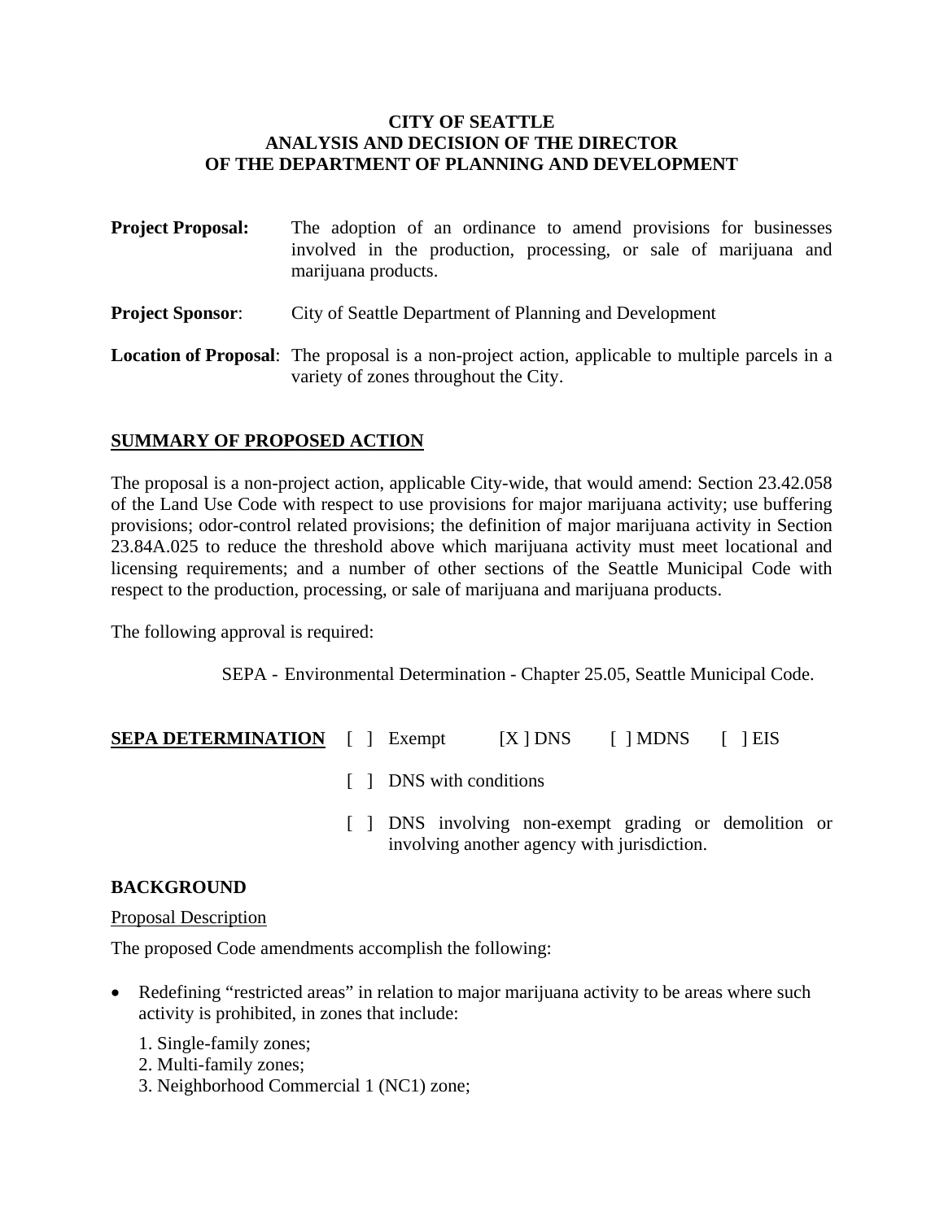**CITY OF SEATTLE**
**ANALYSIS AND DECISION OF THE DIRECTOR**
**OF THE DEPARTMENT OF PLANNING AND DEVELOPMENT**

**Project Proposal:** The adoption of an ordinance to amend provisions for businesses involved in the production, processing, or sale of marijuana and marijuana products.

**Project Sponsor**: City of Seattle Department of Planning and Development

**Location of Proposal**: The proposal is a non-project action, applicable to multiple parcels in a variety of zones throughout the City.

## SUMMARY OF PROPOSED ACTION

The proposal is a non-project action, applicable City-wide, that would amend: Section 23.42.058 of the Land Use Code with respect to use provisions for major marijuana activity; use buffering provisions; odor-control related provisions; the definition of major marijuana activity in Section 23.84A.025 to reduce the threshold above which marijuana activity must meet locational and licensing requirements; and a number of other sections of the Seattle Municipal Code with respect to the production, processing, or sale of marijuana and marijuana products.

The following approval is required:

SEPA - Environmental Determination - Chapter 25.05, Seattle Municipal Code.

**SEPA DETERMINATION** [ ] Exempt [X ] DNS [ ] MDNS [ ] EIS

[ ] DNS with conditions

[ ] DNS involving non-exempt grading or demolition or involving another agency with jurisdiction.

## BACKGROUND

Proposal Description

The proposed Code amendments accomplish the following:

- Redefining "restricted areas" in relation to major marijuana activity to be areas where such activity is prohibited, in zones that include:

  1. Single-family zones;
  2. Multi-family zones;
  3. Neighborhood Commercial 1 (NC1) zone;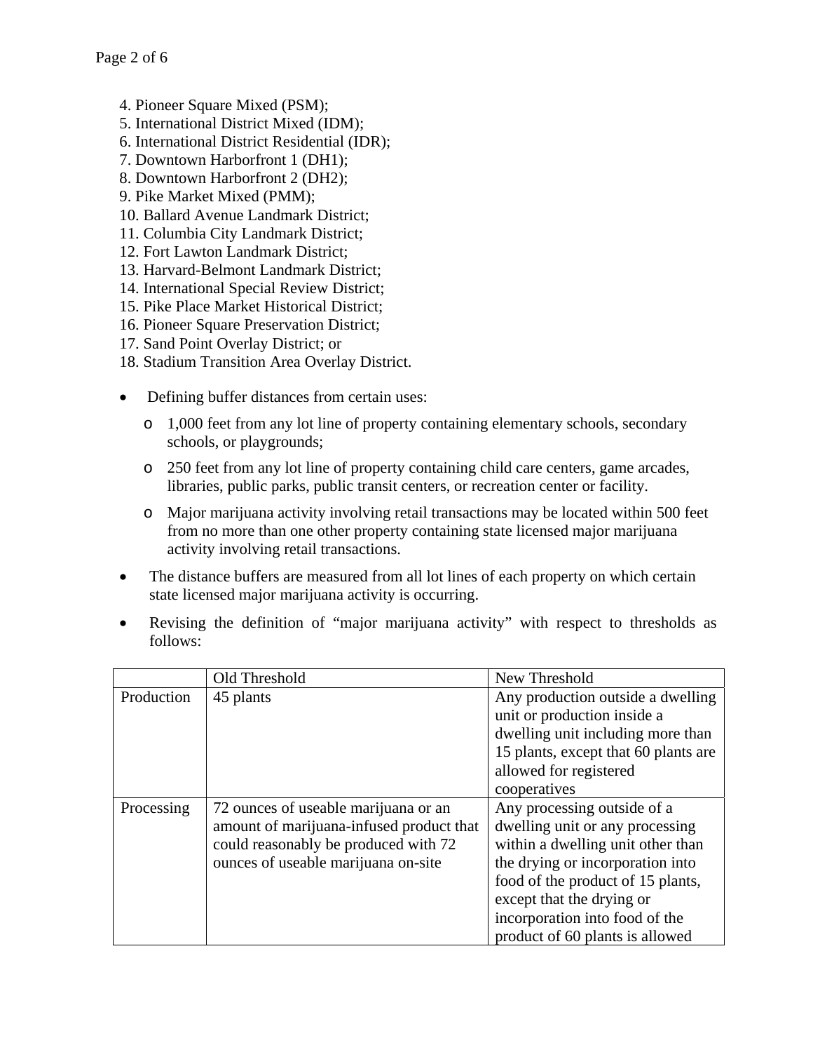4. Pioneer Square Mixed (PSM);
5. International District Mixed (IDM);
6. International District Residential (IDR);
7. Downtown Harborfront 1 (DH1);
8. Downtown Harborfront 2 (DH2);
9. Pike Market Mixed (PMM);
10. Ballard Avenue Landmark District;
11. Columbia City Landmark District;
12. Fort Lawton Landmark District;
13. Harvard-Belmont Landmark District;
14. International Special Review District;
15. Pike Place Market Historical District;
16. Pioneer Square Preservation District;
17. Sand Point Overlay District; or
18. Stadium Transition Area Overlay District.

- Defining buffer distances from certain uses:
  - 1,000 feet from any lot line of property containing elementary schools, secondary schools, or playgrounds;
  - 250 feet from any lot line of property containing child care centers, game arcades, libraries, public parks, public transit centers, or recreation center or facility.
  - Major marijuana activity involving retail transactions may be located within 500 feet from no more than one other property containing state licensed major marijuana activity involving retail transactions.
- The distance buffers are measured from all lot lines of each property on which certain state licensed major marijuana activity is occurring.
- Revising the definition of "major marijuana activity" with respect to thresholds as follows:

| | Old Threshold | New Threshold |
|---|---|---|
| Production | 45 plants | Any production outside a dwelling unit or production inside a dwelling unit including more than 15 plants, except that 60 plants are allowed for registered cooperatives |
| Processing | 72 ounces of useable marijuana or an amount of marijuana-infused product that could reasonably be produced with 72 ounces of useable marijuana on-site | Any processing outside of a dwelling unit or any processing within a dwelling unit other than the drying or incorporation into food of the product of 15 plants, except that the drying or incorporation into food of the product of 60 plants is allowed |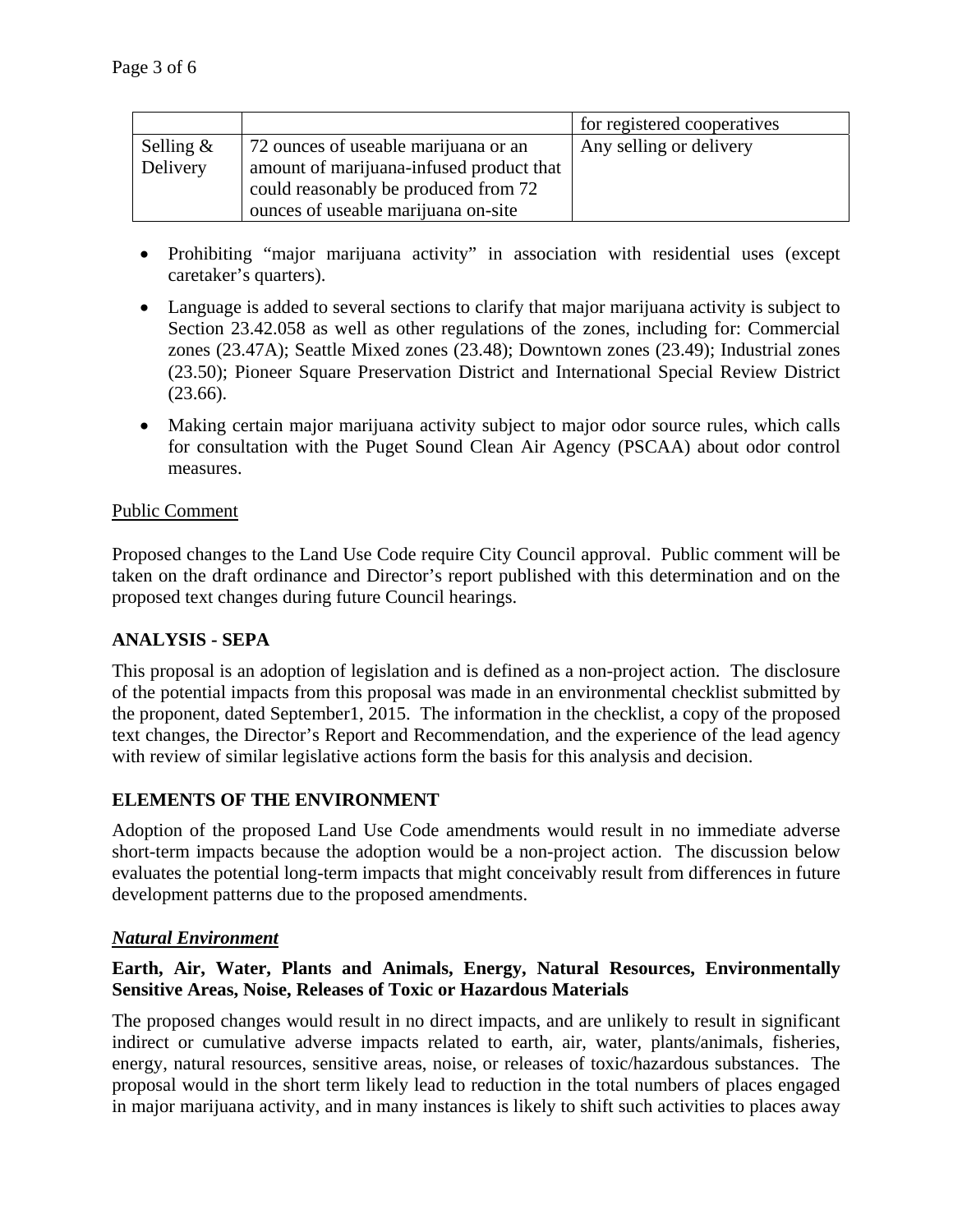| | | for registered cooperatives |
|---|---|---|
| Selling & Delivery | 72 ounces of useable marijuana or an amount of marijuana-infused product that could reasonably be produced from 72 ounces of useable marijuana on-site | Any selling or delivery |

- Prohibiting "major marijuana activity" in association with residential uses (except caretaker's quarters).
- Language is added to several sections to clarify that major marijuana activity is subject to Section 23.42.058 as well as other regulations of the zones, including for: Commercial zones (23.47A); Seattle Mixed zones (23.48); Downtown zones (23.49); Industrial zones (23.50); Pioneer Square Preservation District and International Special Review District (23.66).
- Making certain major marijuana activity subject to major odor source rules, which calls for consultation with the Puget Sound Clean Air Agency (PSCAA) about odor control measures.

Public Comment

Proposed changes to the Land Use Code require City Council approval. Public comment will be taken on the draft ordinance and Director's report published with this determination and on the proposed text changes during future Council hearings.

## ANALYSIS - SEPA

This proposal is an adoption of legislation and is defined as a non-project action. The disclosure of the potential impacts from this proposal was made in an environmental checklist submitted by the proponent, dated September1, 2015. The information in the checklist, a copy of the proposed text changes, the Director's Report and Recommendation, and the experience of the lead agency with review of similar legislative actions form the basis for this analysis and decision.

## ELEMENTS OF THE ENVIRONMENT

Adoption of the proposed Land Use Code amendments would result in no immediate adverse short-term impacts because the adoption would be a non-project action. The discussion below evaluates the potential long-term impacts that might conceivably result from differences in future development patterns due to the proposed amendments.

### ***Natural Environment***

**Earth, Air, Water, Plants and Animals, Energy, Natural Resources, Environmentally Sensitive Areas, Noise, Releases of Toxic or Hazardous Materials**

The proposed changes would result in no direct impacts, and are unlikely to result in significant indirect or cumulative adverse impacts related to earth, air, water, plants/animals, fisheries, energy, natural resources, sensitive areas, noise, or releases of toxic/hazardous substances. The proposal would in the short term likely lead to reduction in the total numbers of places engaged in major marijuana activity, and in many instances is likely to shift such activities to places away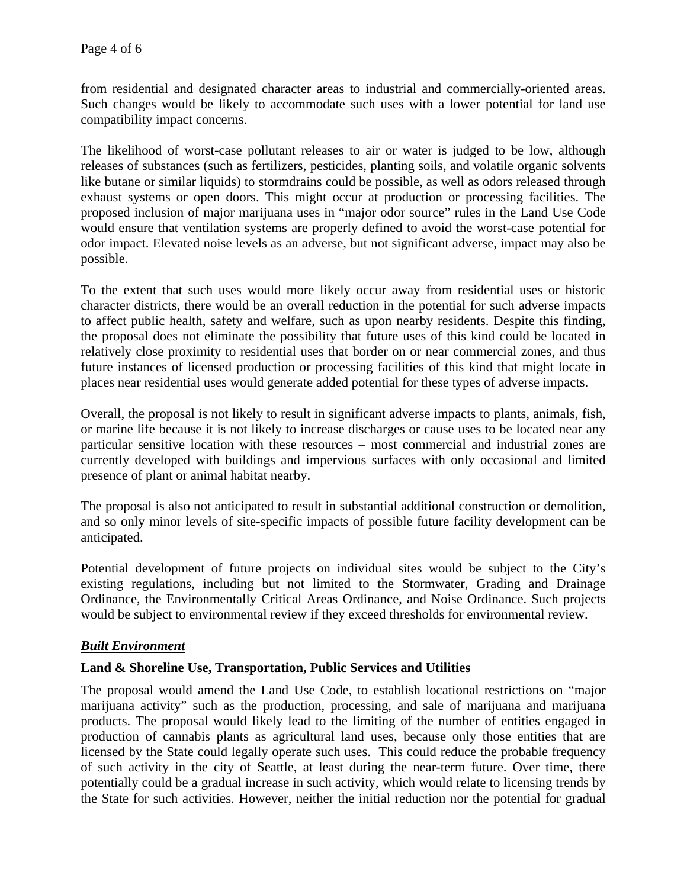from residential and designated character areas to industrial and commercially-oriented areas. Such changes would be likely to accommodate such uses with a lower potential for land use compatibility impact concerns.

The likelihood of worst-case pollutant releases to air or water is judged to be low, although releases of substances (such as fertilizers, pesticides, planting soils, and volatile organic solvents like butane or similar liquids) to stormdrains could be possible, as well as odors released through exhaust systems or open doors. This might occur at production or processing facilities. The proposed inclusion of major marijuana uses in "major odor source" rules in the Land Use Code would ensure that ventilation systems are properly defined to avoid the worst-case potential for odor impact. Elevated noise levels as an adverse, but not significant adverse, impact may also be possible.

To the extent that such uses would more likely occur away from residential uses or historic character districts, there would be an overall reduction in the potential for such adverse impacts to affect public health, safety and welfare, such as upon nearby residents. Despite this finding, the proposal does not eliminate the possibility that future uses of this kind could be located in relatively close proximity to residential uses that border on or near commercial zones, and thus future instances of licensed production or processing facilities of this kind that might locate in places near residential uses would generate added potential for these types of adverse impacts.

Overall, the proposal is not likely to result in significant adverse impacts to plants, animals, fish, or marine life because it is not likely to increase discharges or cause uses to be located near any particular sensitive location with these resources – most commercial and industrial zones are currently developed with buildings and impervious surfaces with only occasional and limited presence of plant or animal habitat nearby.

The proposal is also not anticipated to result in substantial additional construction or demolition, and so only minor levels of site-specific impacts of possible future facility development can be anticipated.

Potential development of future projects on individual sites would be subject to the City's existing regulations, including but not limited to the Stormwater, Grading and Drainage Ordinance, the Environmentally Critical Areas Ordinance, and Noise Ordinance. Such projects would be subject to environmental review if they exceed thresholds for environmental review.

## ***Built Environment***

### **Land & Shoreline Use, Transportation, Public Services and Utilities**

The proposal would amend the Land Use Code, to establish locational restrictions on "major marijuana activity" such as the production, processing, and sale of marijuana and marijuana products. The proposal would likely lead to the limiting of the number of entities engaged in production of cannabis plants as agricultural land uses, because only those entities that are licensed by the State could legally operate such uses. This could reduce the probable frequency of such activity in the city of Seattle, at least during the near-term future. Over time, there potentially could be a gradual increase in such activity, which would relate to licensing trends by the State for such activities. However, neither the initial reduction nor the potential for gradual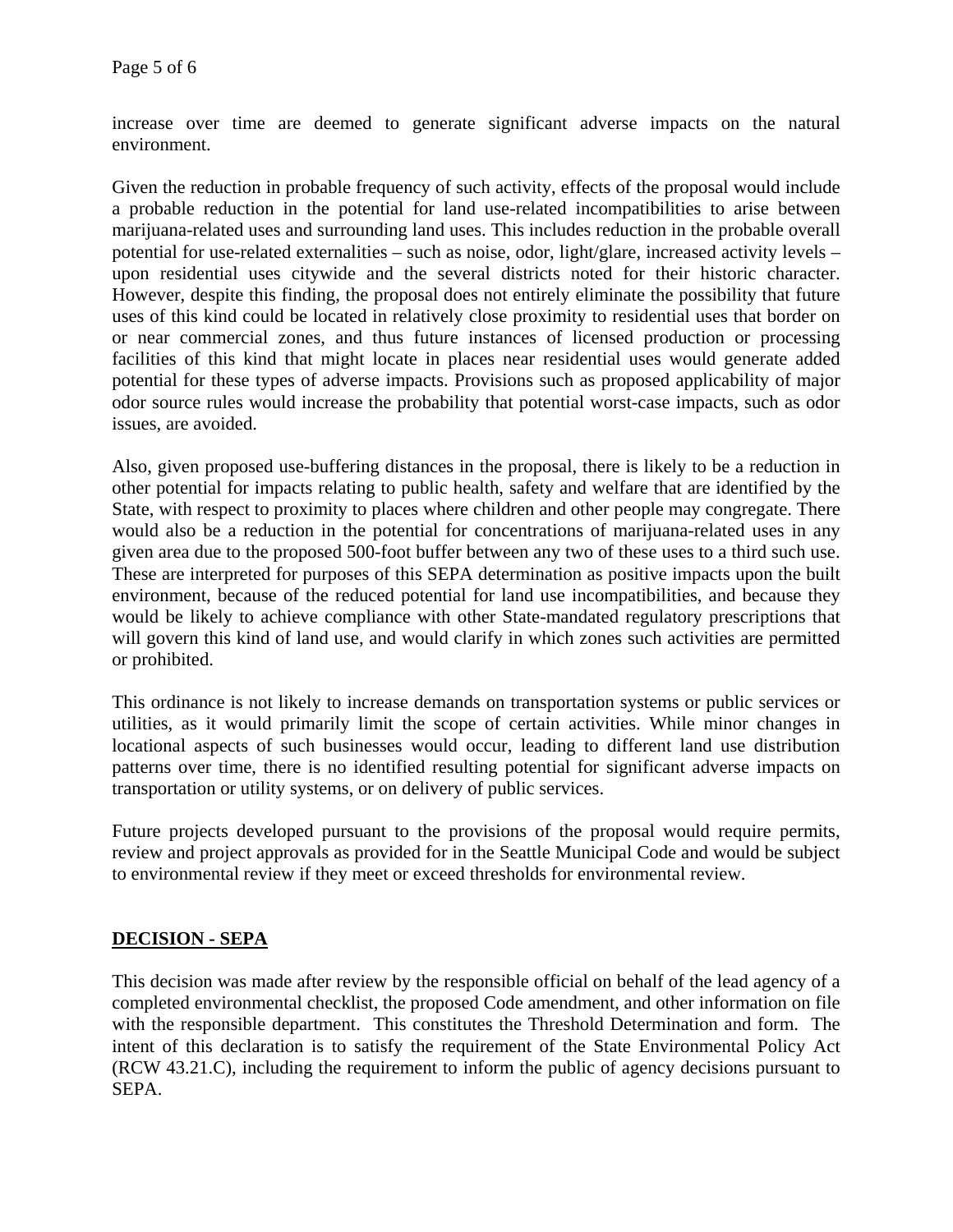increase over time are deemed to generate significant adverse impacts on the natural environment.

Given the reduction in probable frequency of such activity, effects of the proposal would include a probable reduction in the potential for land use-related incompatibilities to arise between marijuana-related uses and surrounding land uses. This includes reduction in the probable overall potential for use-related externalities – such as noise, odor, light/glare, increased activity levels – upon residential uses citywide and the several districts noted for their historic character. However, despite this finding, the proposal does not entirely eliminate the possibility that future uses of this kind could be located in relatively close proximity to residential uses that border on or near commercial zones, and thus future instances of licensed production or processing facilities of this kind that might locate in places near residential uses would generate added potential for these types of adverse impacts. Provisions such as proposed applicability of major odor source rules would increase the probability that potential worst-case impacts, such as odor issues, are avoided.

Also, given proposed use-buffering distances in the proposal, there is likely to be a reduction in other potential for impacts relating to public health, safety and welfare that are identified by the State, with respect to proximity to places where children and other people may congregate. There would also be a reduction in the potential for concentrations of marijuana-related uses in any given area due to the proposed 500-foot buffer between any two of these uses to a third such use. These are interpreted for purposes of this SEPA determination as positive impacts upon the built environment, because of the reduced potential for land use incompatibilities, and because they would be likely to achieve compliance with other State-mandated regulatory prescriptions that will govern this kind of land use, and would clarify in which zones such activities are permitted or prohibited.

This ordinance is not likely to increase demands on transportation systems or public services or utilities, as it would primarily limit the scope of certain activities. While minor changes in locational aspects of such businesses would occur, leading to different land use distribution patterns over time, there is no identified resulting potential for significant adverse impacts on transportation or utility systems, or on delivery of public services.

Future projects developed pursuant to the provisions of the proposal would require permits, review and project approvals as provided for in the Seattle Municipal Code and would be subject to environmental review if they meet or exceed thresholds for environmental review.

## DECISION - SEPA

This decision was made after review by the responsible official on behalf of the lead agency of a completed environmental checklist, the proposed Code amendment, and other information on file with the responsible department. This constitutes the Threshold Determination and form. The intent of this declaration is to satisfy the requirement of the State Environmental Policy Act (RCW 43.21.C), including the requirement to inform the public of agency decisions pursuant to SEPA.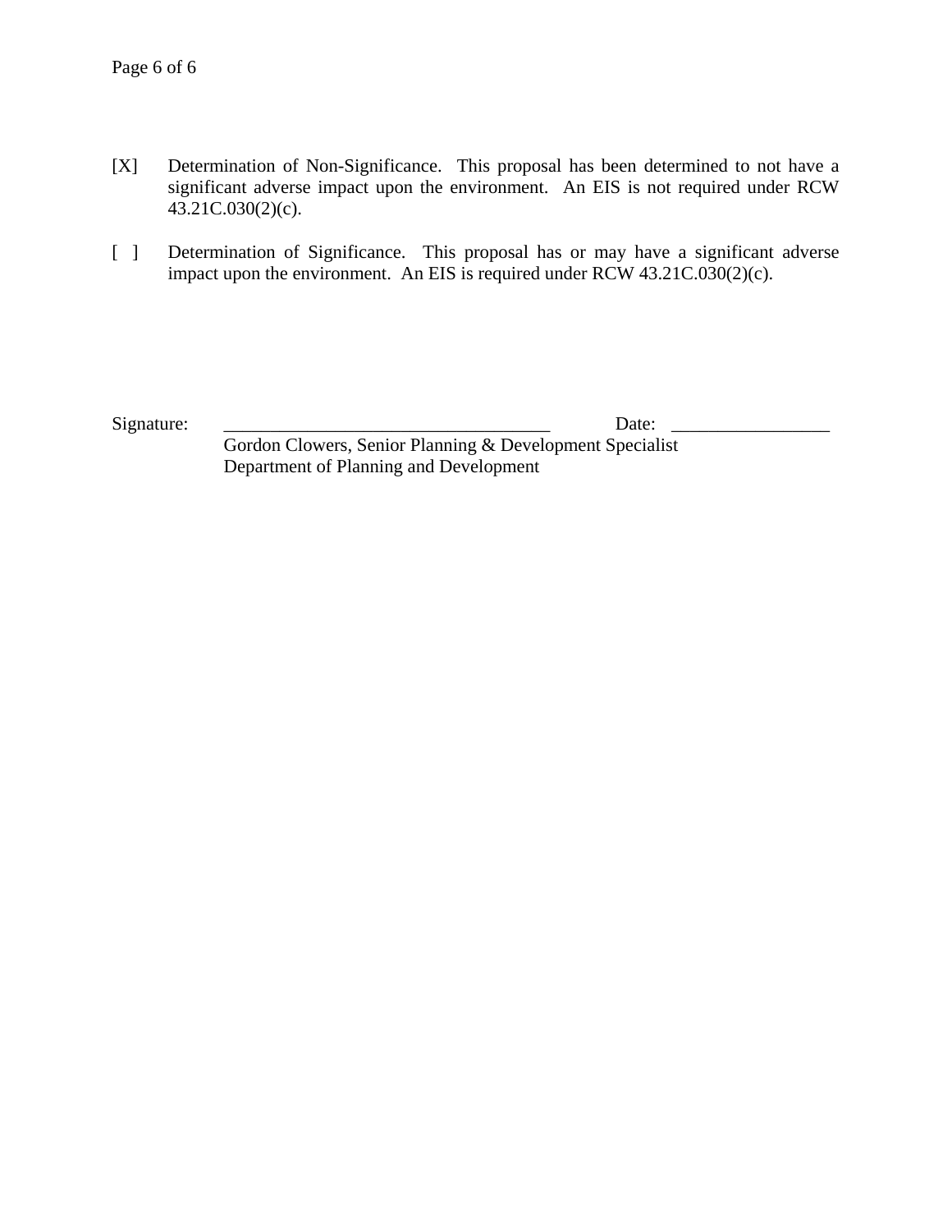[X] Determination of Non-Significance. This proposal has been determined to not have a significant adverse impact upon the environment. An EIS is not required under RCW 43.21C.030(2)(c).

[ ] Determination of Significance. This proposal has or may have a significant adverse impact upon the environment. An EIS is required under RCW 43.21C.030(2)(c).

Signature: ___________________________________ Date: _________________
Gordon Clowers, Senior Planning & Development Specialist
Department of Planning and Development